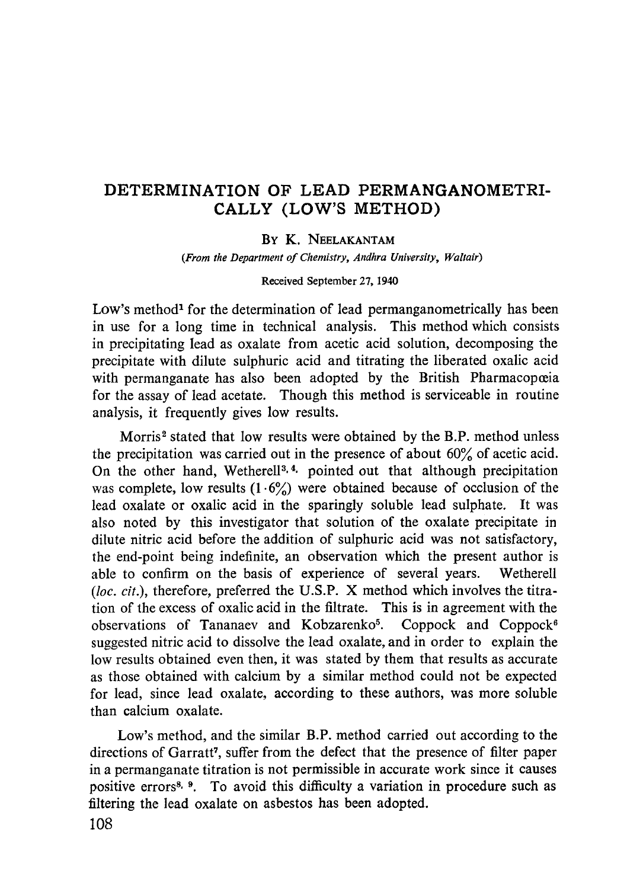# DETERMINATION OF LEAD PERMANGANOMETRICALLY (LOW'S METHOD)

By K. Neelakantam

*(From the Department of Chemistry, Andhra University, Waltair)*

Received September 27, 1940

Low's method[1] for the determination of lead permanganometrically has been in use for a long time in technical analysis. This method which consists in precipitating lead as oxalate from acetic acid solution, decomposing the precipitate with dilute sulphuric acid and titrating the liberated oxalic acid with permanganate has also been adopted by the British Pharmacopœia for the assay of lead acetate. Though this method is serviceable in routine analysis, it frequently gives low results.

Morris[2] stated that low results were obtained by the B.P. method unless the precipitation was carried out in the presence of about 60% of acetic acid. On the other hand, Wetherell[3,4] pointed out that although precipitation was complete, low results (1·6%) were obtained because of occlusion of the lead oxalate or oxalic acid in the sparingly soluble lead sulphate. It was also noted by this investigator that solution of the oxalate precipitate in dilute nitric acid before the addition of sulphuric acid was not satisfactory, the end-point being indefinite, an observation which the present author is able to confirm on the basis of experience of several years. Wetherell (*loc. cit.*), therefore, preferred the U.S.P. X method which involves the titration of the excess of oxalic acid in the filtrate. This is in agreement with the observations of Tananaev and Kobzarenko[5]. Coppock and Coppock[6] suggested nitric acid to dissolve the lead oxalate, and in order to explain the low results obtained even then, it was stated by them that results as accurate as those obtained with calcium by a similar method could not be expected for lead, since lead oxalate, according to these authors, was more soluble than calcium oxalate.

Low's method, and the similar B.P. method carried out according to the directions of Garratt[7], suffer from the defect that the presence of filter paper in a permanganate titration is not permissible in accurate work since it causes positive errors[8, 9]. To avoid this difficulty a variation in procedure such as filtering the lead oxalate on asbestos has been adopted.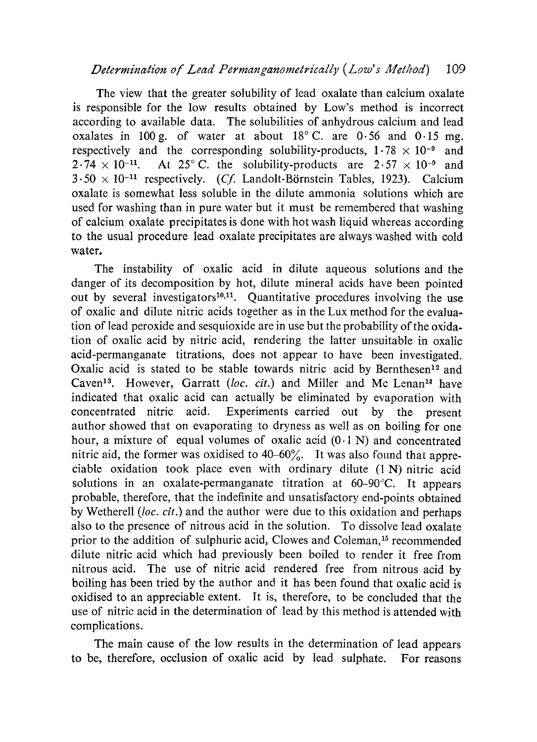The view that the greater solubility of lead oxalate than calcium oxalate is responsible for the low results obtained by Low's method is incorrect according to available data. The solubilities of anhydrous calcium and lead oxalates in 100 g. of water at about 18° C. are 0·56 and 0·15 mg. respectively and the corresponding solubility-products, $1 \cdot 78 \times 10^{-9}$ and $2 \cdot 74 \times 10^{-11}$. At 25° C. the solubility-products are $2 \cdot 57 \times 10^{-9}$ and $3 \cdot 50 \times 10^{-11}$ respectively. (*Cf.* Landolt-Börnstein Tables, 1923). Calcium oxalate is somewhat less soluble in the dilute ammonia solutions which are used for washing than in pure water but it must be remembered that washing of calcium oxalate precipitates is done with hot wash liquid whereas according to the usual procedure lead oxalate precipitates are always washed with cold water.

The instability of oxalic acid in dilute aqueous solutions and the danger of its decomposition by hot, dilute mineral acids have been pointed out by several investigators[10,11]. Quantitative procedures involving the use of oxalic and dilute nitric acids together as in the Lux method for the evaluation of lead peroxide and sesquioxide are in use but the probability of the oxidation of oxalic acid by nitric acid, rendering the latter unsuitable in oxalic acid-permanganate titrations, does not appear to have been investigated. Oxalic acid is stated to be stable towards nitric acid by Bernthesen[12] and Caven[13]. However, Garratt (*loc. cit.*) and Miller and Mc Lenan[14] have indicated that oxalic acid can actually be eliminated by evaporation with concentrated nitric acid. Experiments carried out by the present author showed that on evaporating to dryness as well as on boiling for one hour, a mixture of equal volumes of oxalic acid (0·1 N) and concentrated nitric aid, the former was oxidised to 40–60%. It was also found that appreciable oxidation took place even with ordinary dilute (1 N) nitric acid solutions in an oxalate-permanganate titration at 60–90°C. It appears probable, therefore, that the indefinite and unsatisfactory end-points obtained by Wetherell (*loc. cit.*) and the author were due to this oxidation and perhaps also to the presence of nitrous acid in the solution. To dissolve lead oxalate prior to the addition of sulphuric acid, Clowes and Coleman,[15] recommended dilute nitric acid which had previously been boiled to render it free from nitrous acid. The use of nitric acid rendered free from nitrous acid by boiling has been tried by the author and it has been found that oxalic acid is oxidised to an appreciable extent. It is, therefore, to be concluded that the use of nitric acid in the determination of lead by this method is attended with complications.

The main cause of the low results in the determination of lead appears to be, therefore, occlusion of oxalic acid by lead sulphate. For reasons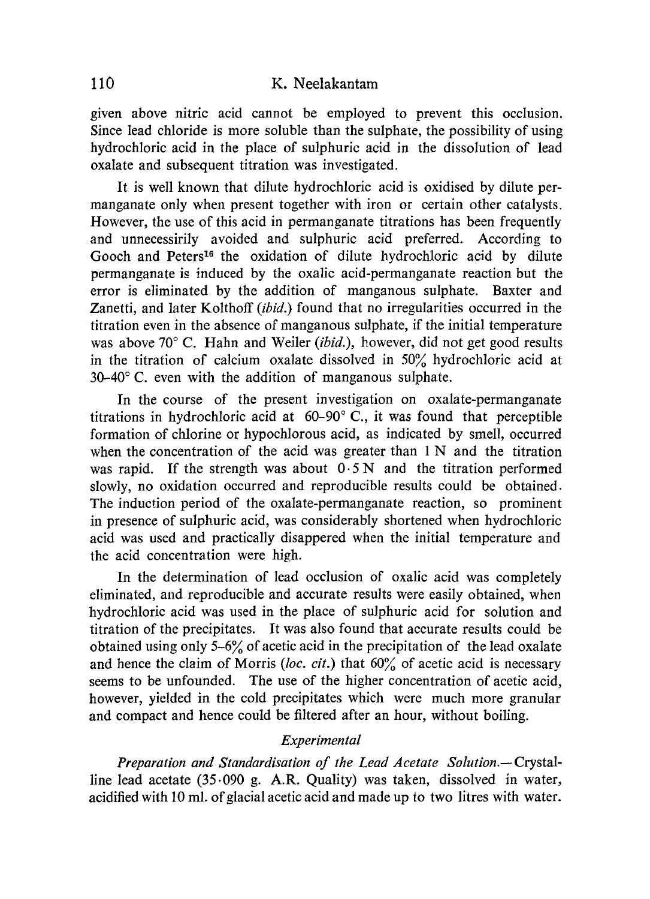given above nitric acid cannot be employed to prevent this occlusion. Since lead chloride is more soluble than the sulphate, the possibility of using hydrochloric acid in the place of sulphuric acid in the dissolution of lead oxalate and subsequent titration was investigated.

It is well known that dilute hydrochloric acid is oxidised by dilute permanganate only when present together with iron or certain other catalysts. However, the use of this acid in permanganate titrations has been frequently and unnecessirily avoided and sulphuric acid preferred. According to Gooch and Peters[16] the oxidation of dilute hydrochloric acid by dilute permanganate is induced by the oxalic acid-permanganate reaction but the error is eliminated by the addition of manganous sulphate. Baxter and Zanetti, and later Kolthoff (*ibid.*) found that no irregularities occurred in the titration even in the absence of manganous sulphate, if the initial temperature was above 70° C. Hahn and Weiler (*ibid.*), however, did not get good results in the titration of calcium oxalate dissolved in 50% hydrochloric acid at 30–40° C. even with the addition of manganous sulphate.

In the course of the present investigation on oxalate-permanganate titrations in hydrochloric acid at 60–90° C., it was found that perceptible formation of chlorine or hypochlorous acid, as indicated by smell, occurred when the concentration of the acid was greater than 1 N and the titration was rapid. If the strength was about 0·5 N and the titration performed slowly, no oxidation occurred and reproducible results could be obtained. The induction period of the oxalate-permanganate reaction, so prominent in presence of sulphuric acid, was considerably shortened when hydrochloric acid was used and practically disappered when the initial temperature and the acid concentration were high.

In the determination of lead occlusion of oxalic acid was completely eliminated, and reproducible and accurate results were easily obtained, when hydrochloric acid was used in the place of sulphuric acid for solution and titration of the precipitates. It was also found that accurate results could be obtained using only 5–6% of acetic acid in the precipitation of the lead oxalate and hence the claim of Morris (*loc. cit.*) that 60% of acetic acid is necessary seems to be unfounded. The use of the higher concentration of acetic acid, however, yielded in the cold precipitates which were much more granular and compact and hence could be filtered after an hour, without boiling.

## *Experimental*

*Preparation and Standardisation of the Lead Acetate Solution.*—Crystalline lead acetate (35·090 g. A.R. Quality) was taken, dissolved in water, acidified with 10 ml. of glacial acetic acid and made up to two litres with water.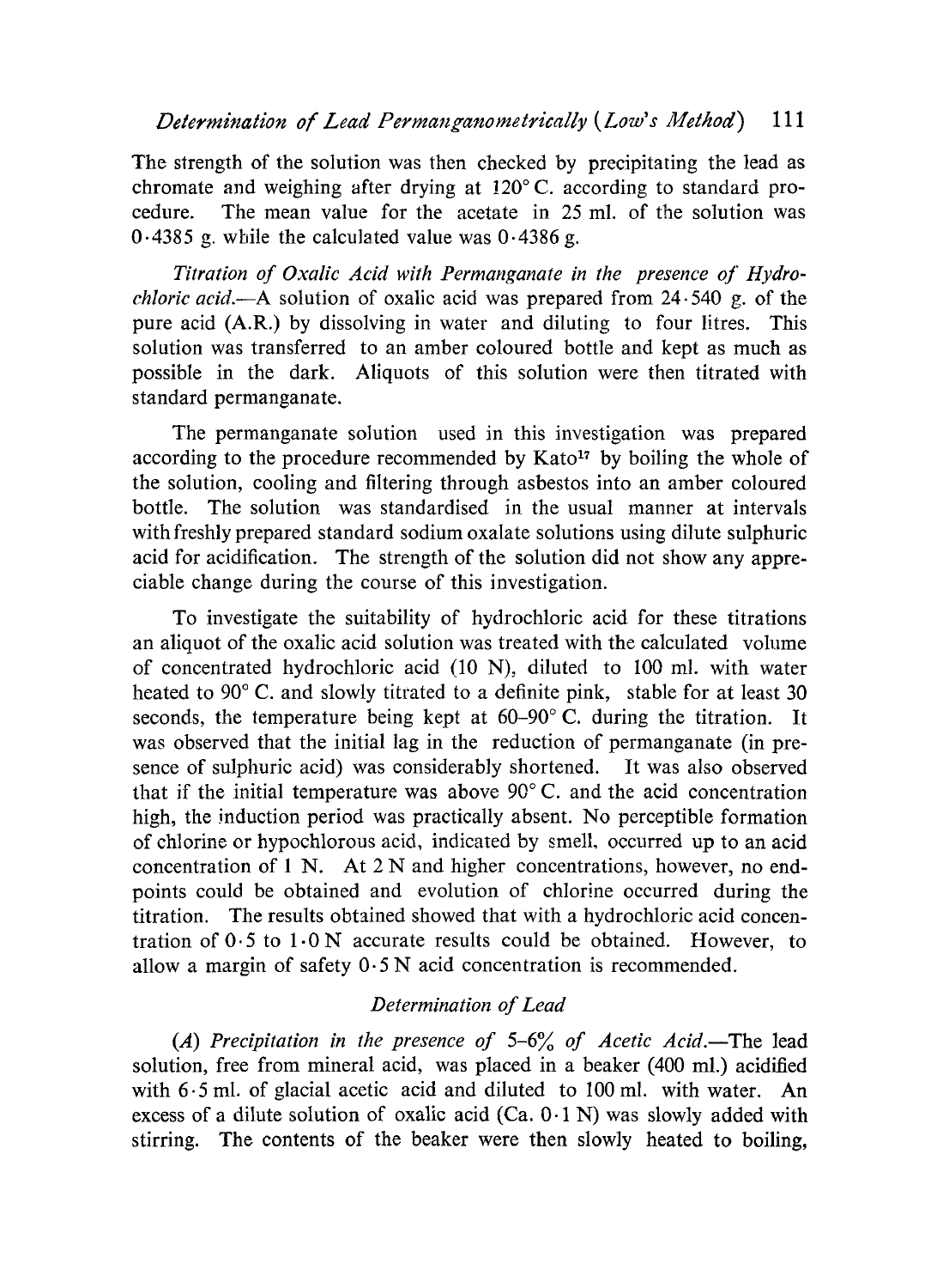The strength of the solution was then checked by precipitating the lead as chromate and weighing after drying at 120° C. according to standard procedure. The mean value for the acetate in 25 ml. of the solution was 0·4385 g. while the calculated value was 0·4386 g.

*Titration of Oxalic Acid with Permanganate in the presence of Hydrochloric acid.*—A solution of oxalic acid was prepared from 24·540 g. of the pure acid (A.R.) by dissolving in water and diluting to four litres. This solution was transferred to an amber coloured bottle and kept as much as possible in the dark. Aliquots of this solution were then titrated with standard permanganate.

The permanganate solution used in this investigation was prepared according to the procedure recommended by Kato[17] by boiling the whole of the solution, cooling and filtering through asbestos into an amber coloured bottle. The solution was standardised in the usual manner at intervals with freshly prepared standard sodium oxalate solutions using dilute sulphuric acid for acidification. The strength of the solution did not show any appreciable change during the course of this investigation.

To investigate the suitability of hydrochloric acid for these titrations an aliquot of the oxalic acid solution was treated with the calculated volume of concentrated hydrochloric acid (10 N), diluted to 100 ml. with water heated to 90° C. and slowly titrated to a definite pink, stable for at least 30 seconds, the temperature being kept at 60–90° C. during the titration. It was observed that the initial lag in the reduction of permanganate (in presence of sulphuric acid) was considerably shortened. It was also observed that if the initial temperature was above 90° C. and the acid concentration high, the induction period was practically absent. No perceptible formation of chlorine or hypochlorous acid, indicated by smell, occurred up to an acid concentration of 1 N. At 2 N and higher concentrations, however, no end-points could be obtained and evolution of chlorine occurred during the titration. The results obtained showed that with a hydrochloric acid concentration of 0·5 to 1·0 N accurate results could be obtained. However, to allow a margin of safety 0·5 N acid concentration is recommended.

## *Determination of Lead*

*(A) Precipitation in the presence of 5–6% of Acetic Acid.*—The lead solution, free from mineral acid, was placed in a beaker (400 ml.) acidified with 6·5 ml. of glacial acetic acid and diluted to 100 ml. with water. An excess of a dilute solution of oxalic acid (Ca. 0·1 N) was slowly added with stirring. The contents of the beaker were then slowly heated to boiling,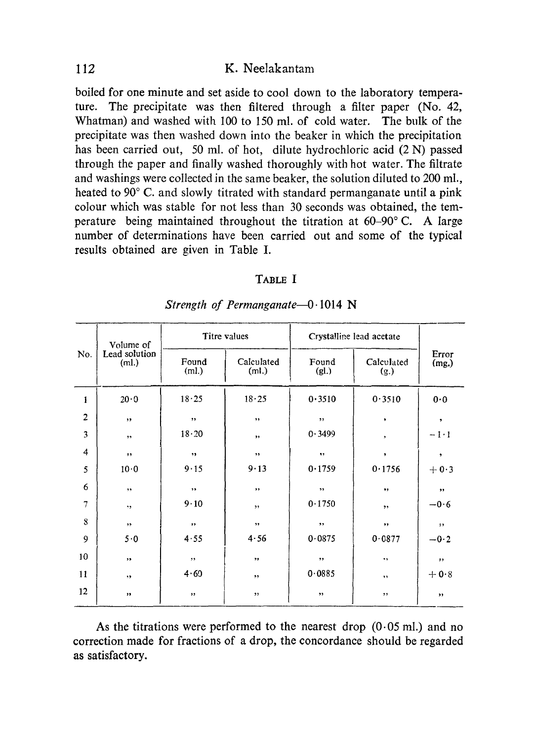boiled for one minute and set aside to cool down to the laboratory temperature. The precipitate was then filtered through a filter paper (No. 42, Whatman) and washed with 100 to 150 ml. of cold water. The bulk of the precipitate was then washed down into the beaker in which the precipitation has been carried out, 50 ml. of hot, dilute hydrochloric acid (2 N) passed through the paper and finally washed thoroughly with hot water. The filtrate and washings were collected in the same beaker, the solution diluted to 200 ml., heated to 90° C. and slowly titrated with standard permanganate until a pink colour which was stable for not less than 30 seconds was obtained, the temperature being maintained throughout the titration at 60–90° C. A large number of determinations have been carried out and some of the typical results obtained are given in Table I.

TABLE I

*Strength of Permanganate*—0·1014 N

| No. | Volume of Lead solution (ml.) | Titre values | | Crystalline lead acetate | | Error (mg.) |
|---|---|---|---|---|---|---|
| | | Found (ml.) | Calculated (ml.) | Found (gl.) | Calculated (g.) | |
| 1 | 20·0 | 18·25 | 18·25 | 0·3510 | 0·3510 | 0·0 |
| 2 | ,, | ,, | ,, | ,, | , | , |
| 3 | ,, | 18·20 | ,, | 0·3499 | , | −1·1 |
| 4 | ,, | ,, | ,, | ,, | , | , |
| 5 | 10·0 | 9·15 | 9·13 | 0·1759 | 0·1756 | +0·3 |
| 6 | ,, | ,, | ,, | ,, | ,, | ,, |
| 7 | ,, | 9·10 | ,, | 0·1750 | ,, | −0·6 |
| 8 | ,, | ,, | ,, | ,, | ,, | ,, |
| 9 | 5·0 | 4·55 | 4·56 | 0·0875 | 0·0877 | −0·2 |
| 10 | ,, | ,, | ,, | ,, | ,, | ,, |
| 11 | ,, | 4·60 | ,, | 0·0885 | ,, | +0·8 |
| 12 | ,, | ,, | ,, | ,, | ,, | ,, |

As the titrations were performed to the nearest drop (0·05 ml.) and no correction made for fractions of a drop, the concordance should be regarded as satisfactory.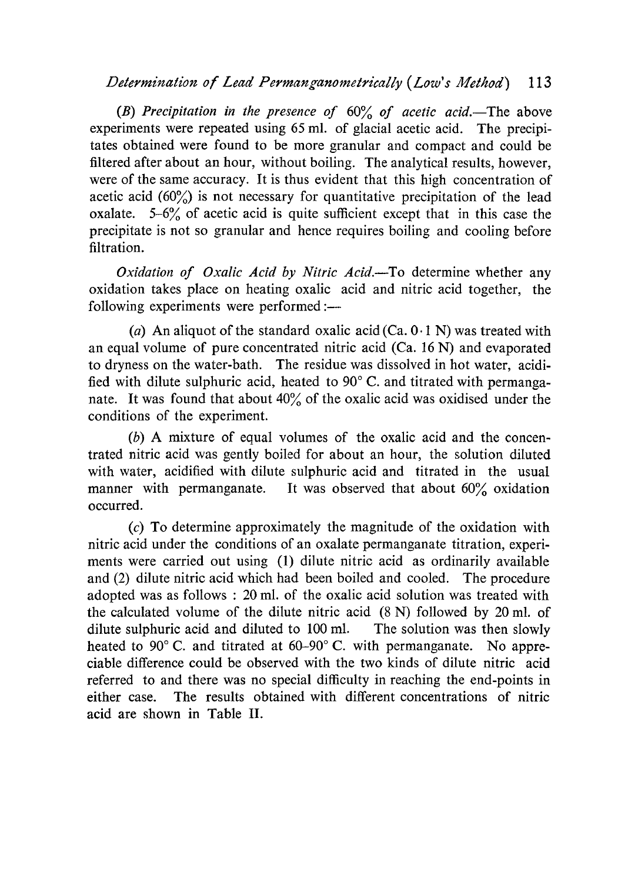*(B) Precipitation in the presence of 60% of acetic acid.*—The above experiments were repeated using 65 ml. of glacial acetic acid. The precipitates obtained were found to be more granular and compact and could be filtered after about an hour, without boiling. The analytical results, however, were of the same accuracy. It is thus evident that this high concentration of acetic acid (60%) is not necessary for quantitative precipitation of the lead oxalate. 5–6% of acetic acid is quite sufficient except that in this case the precipitate is not so granular and hence requires boiling and cooling before filtration.

*Oxidation of Oxalic Acid by Nitric Acid.*—To determine whether any oxidation takes place on heating oxalic acid and nitric acid together, the following experiments were performed:—

(*a*) An aliquot of the standard oxalic acid (Ca. 0·1 N) was treated with an equal volume of pure concentrated nitric acid (Ca. 16 N) and evaporated to dryness on the water-bath. The residue was dissolved in hot water, acidified with dilute sulphuric acid, heated to 90° C. and titrated with permanganate. It was found that about 40% of the oxalic acid was oxidised under the conditions of the experiment.

(*b*) A mixture of equal volumes of the oxalic acid and the concentrated nitric acid was gently boiled for about an hour, the solution diluted with water, acidified with dilute sulphuric acid and titrated in the usual manner with permanganate. It was observed that about 60% oxidation occurred.

(*c*) To determine approximately the magnitude of the oxidation with nitric acid under the conditions of an oxalate permanganate titration, experiments were carried out using (1) dilute nitric acid as ordinarily available and (2) dilute nitric acid which had been boiled and cooled. The procedure adopted was as follows : 20 ml. of the oxalic acid solution was treated with the calculated volume of the dilute nitric acid (8 N) followed by 20 ml. of dilute sulphuric acid and diluted to 100 ml. The solution was then slowly heated to 90° C. and titrated at 60–90° C. with permanganate. No appreciable difference could be observed with the two kinds of dilute nitric acid referred to and there was no special difficulty in reaching the end-points in either case. The results obtained with different concentrations of nitric acid are shown in Table II.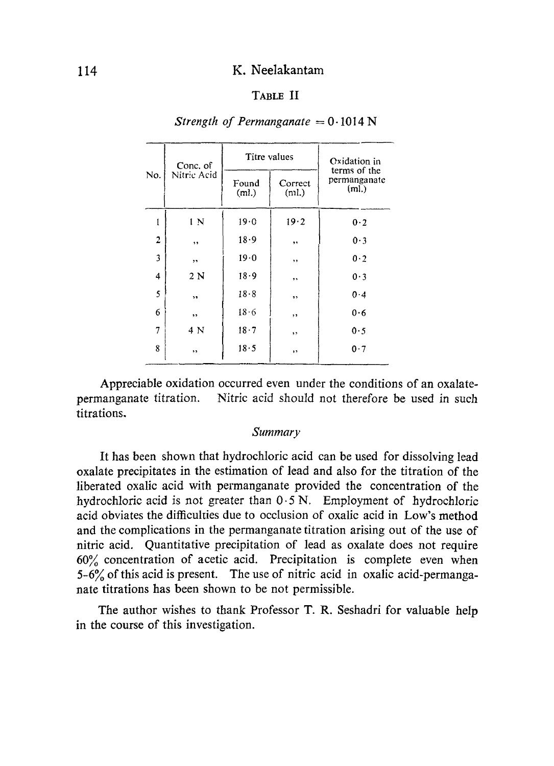TABLE II

*Strength of Permanganate* = 0·1014 N

| No. | Conc. of Nitric Acid | Titre values | | Oxidation in terms of the permanganate (ml.) |
|---|---|---|---|---|
| | | Found (ml.) | Correct (ml.) | |
| 1 | 1 N | 19·0 | 19·2 | 0·2 |
| 2 | ,, | 18·9 | ,, | 0·3 |
| 3 | ,, | 19·0 | ,, | 0·2 |
| 4 | 2 N | 18·9 | ,, | 0·3 |
| 5 | ,, | 18·8 | ,, | 0·4 |
| 6 | ,, | 18·6 | ,, | 0·6 |
| 7 | 4 N | 18·7 | ,, | 0·5 |
| 8 | ,, | 18·5 | ,, | 0·7 |

Appreciable oxidation occurred even under the conditions of an oxalate-permanganate titration. Nitric acid should not therefore be used in such titrations.

## *Summary*

It has been shown that hydrochloric acid can be used for dissolving lead oxalate precipitates in the estimation of lead and also for the titration of the liberated oxalic acid with permanganate provided the concentration of the hydrochloric acid is not greater than 0·5 N. Employment of hydrochloric acid obviates the difficulties due to occlusion of oxalic acid in Low's method and the complications in the permanganate titration arising out of the use of nitric acid. Quantitative precipitation of lead as oxalate does not require 60% concentration of acetic acid. Precipitation is complete even when 5-6% of this acid is present. The use of nitric acid in oxalic acid-permanganate titrations has been shown to be not permissible.

The author wishes to thank Professor T. R. Seshadri for valuable help in the course of this investigation.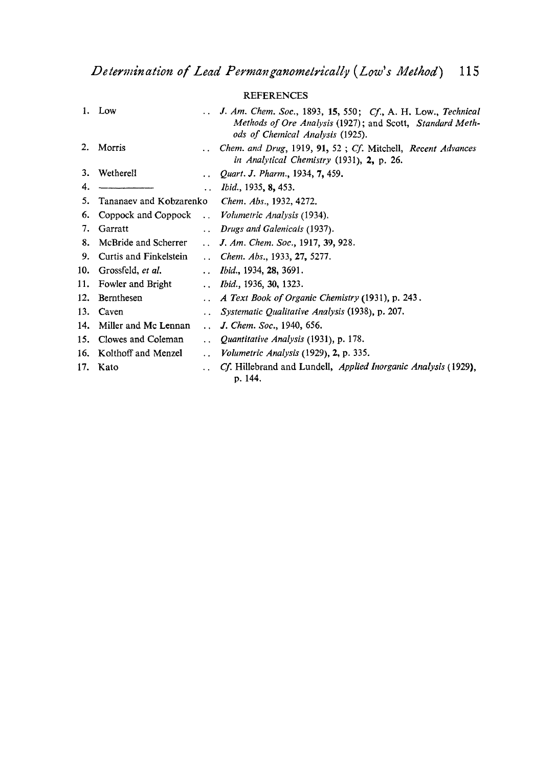## REFERENCES

1. Low .. *J. Am. Chem. Soc.*, 1893, **15**, 550; *Cf.*, A. H. Low., *Technical Methods of Ore Analysis* (1927); and Scott, *Standard Methods of Chemical Analysis* (1925).
2. Morris .. *Chem. and Drug*, 1919, **91**, 52 ; *Cf.* Mitchell, *Recent Advances in Analytical Chemistry* (1931), **2**, p. 26.
3. Wetherell .. *Quart. J. Pharm.*, 1934, **7**, 459.
4. ———— .. *Ibid.*, 1935, **8**, 453.
5. Tananaev and Kobzarenko *Chem. Abs.*, 1932, 4272.
6. Coppock and Coppock .. *Volumetric Analysis* (1934).
7. Garratt .. *Drugs and Galenicals* (1937).
8. McBride and Scherrer .. *J. Am. Chem. Soc.*, 1917, **39**, 928.
9. Curtis and Finkelstein .. *Chem. Abs.*, 1933, **27**, 5277.
10. Grossfeld, *et al.* .. *Ibid.*, 1934, **28**, 3691.
11. Fowler and Bright .. *Ibid.*, 1936, **30**, 1323.
12. Bernthesen .. *A Text Book of Organic Chemistry* (1931), p. 243.
13. Caven .. *Systematic Qualitative Analysis* (1938), p. 207.
14. Miller and Mc Lennan .. *J. Chem. Soc.*, 1940, 656.
15. Clowes and Coleman .. *Quantitative Analysis* (1931), p. 178.
16. Kolthoff and Menzel .. *Volumetric Analysis* (1929), **2**, p. 335.
17. Kato .. *Cf.* Hillebrand and Lundell, *Applied Inorganic Analysis* (1929), p. 144.